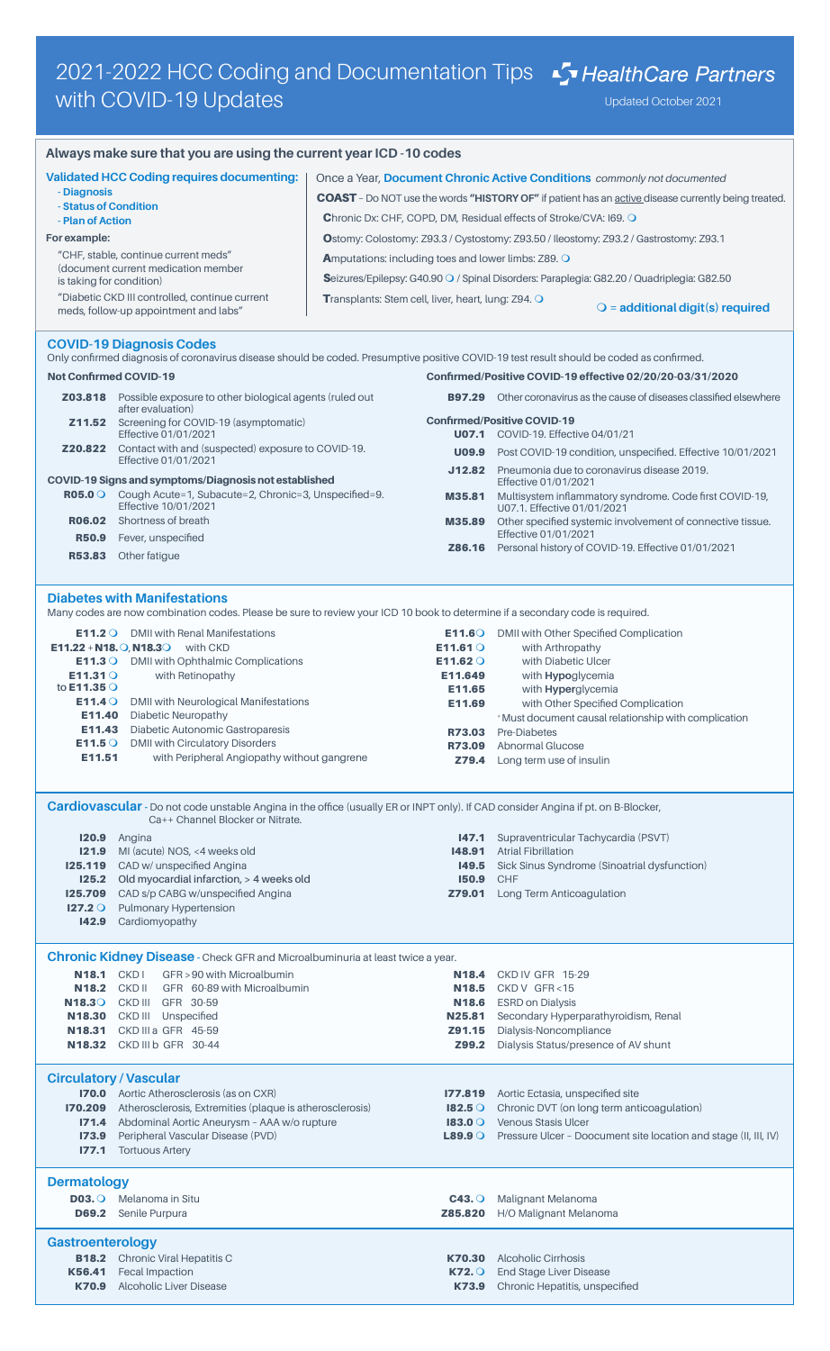# 2021-2022 HCC Coding and Documentation Tips with COVID-19 Updates

HealthCare Partners

Updated October 2021

## Always make sure that you are using the current year ICD -10 codes

**Validated HCC Coding requires documenting:**
- **Diagnosis**
- **Status of Condition**
- **Plan of Action**

**For example:**

"CHF, stable, continue current meds" (document current medication member is taking for condition)

"Diabetic CKD III controlled, continue current meds, follow-up appointment and labs"

Once a Year, **Document Chronic Active Conditions** *commonly not documented*

**COAST** – Do NOT use the words **"HISTORY OF"** if patient has an active disease currently being treated.

**C**hronic Dx: CHF, COPD, DM, Residual effects of Stroke/CVA: I69. ❍

**O**stomy: Colostomy: Z93.3 / Cystostomy: Z93.50 / Ileostomy: Z93.2 / Gastrostomy: Z93.1

**A**mputations: including toes and lower limbs: Z89. ❍

**S**eizures/Epilepsy: G40.90 ❍ / Spinal Disorders: Paraplegia: G82.20 / Quadriplegia: G82.50

**T**ransplants: Stem cell, liver, heart, lung: Z94. ❍

❍ = **additional digit(s) required**

## COVID-19 Diagnosis Codes

Only confirmed diagnosis of coronavirus disease should be coded. Presumptive positive COVID-19 test result should be coded as confirmed.

### Not Confirmed COVID-19

| Code | Description |
|---|---|
| **Z03.818** | Possible exposure to other biological agents (ruled out after evaluation) |
| **Z11.52** | Screening for COVID-19 (asymptomatic) Effective 01/01/2021 |
| **Z20.822** | Contact with and (suspected) exposure to COVID-19. Effective 01/01/2021 |

### COVID-19 Signs and symptoms/Diagnosis not established

| Code | Description |
|---|---|
| **R05.0** ❍ | Cough Acute=1, Subacute=2, Chronic=3, Unspecified=9. Effective 10/01/2021 |
| **R06.02** | Shortness of breath |
| **R50.9** | Fever, unspecified |
| **R53.83** | Other fatigue |

### Confirmed/Positive COVID-19 effective 02/20/20-03/31/2020

| Code | Description |
|---|---|
| **B97.29** | Other coronavirus as the cause of diseases classified elsewhere |

### Confirmed/Positive COVID-19

| Code | Description |
|---|---|
| **U07.1** | COVID-19. Effective 04/01/21 |
| **U09.9** | Post COVID-19 condition, unspecified. Effective 10/01/2021 |
| **J12.82** | Pneumonia due to coronavirus disease 2019. Effective 01/01/2021 |
| **M35.81** | Multisystem inflammatory syndrome. Code first COVID-19, U07.1. Effective 01/01/2021 |
| **M35.89** | Other specified systemic involvement of connective tissue. Effective 01/01/2021 |
| **Z86.16** | Personal history of COVID-19. Effective 01/01/2021 |

## Diabetes with Manifestations

Many codes are now combination codes. Please be sure to review your ICD 10 book to determine if a secondary code is required.

| Code | Description |
|---|---|
| **E11.2** ❍ | DMII with Renal Manifestations |
| **E11.22** + **N18.** ❍, **N18.3** ❍ | with CKD |
| **E11.3** ❍ | DMII with Ophthalmic Complications |
| **E11.31** ❍ to **E11.35** ❍ | with Retinopathy |
| **E11.4** ❍ | DMII with Neurological Manifestations |
| **E11.40** | Diabetic Neuropathy |
| **E11.43** | Diabetic Autonomic Gastroparesis |
| **E11.5** ❍ | DMII with Circulatory Disorders |
| **E11.51** | with Peripheral Angiopathy without gangrene |
| **E11.6** ❍ | DMII with Other Specified Complication |
| **E11.61** ❍ | with Arthropathy |
| **E11.62** ❍ | with Diabetic Ulcer |
| **E11.649** | with **Hypo**glycemia |
| **E11.65** | with **Hyper**glycemia |
| **E11.69** | with Other Specified Complication |
| | *Must document causal relationship with complication |
| **R73.03** | Pre-Diabetes |
| **R73.09** | Abnormal Glucose |
| **Z79.4** | Long term use of insulin |

## Cardiovascular

Do not code unstable Angina in the office (usually ER or INPT only). If CAD consider Angina if pt. on B-Blocker, Ca++ Channel Blocker or Nitrate.

| Code | Description |
|---|---|
| **I20.9** | Angina |
| **I21.9** | MI (acute) NOS, <4 weeks old |
| **I25.119** | CAD w/ unspecified Angina |
| **I25.2** | Old myocardial infarction, > 4 weeks old |
| **I25.709** | CAD s/p CABG w/unspecified Angina |
| **I27.2** ❍ | Pulmonary Hypertension |
| **I42.9** | Cardiomyopathy |
| **I47.1** | Supraventricular Tachycardia (PSVT) |
| **I48.91** | Atrial Fibrillation |
| **I49.5** | Sick Sinus Syndrome (Sinoatrial dysfunction) |
| **I50.9** | CHF |
| **Z79.01** | Long Term Anticoagulation |

## Chronic Kidney Disease

Check GFR and Microalbuminuria at least twice a year.

| Code | Description |
|---|---|
| **N18.1** | CKD I GFR >90 with Microalbumin |
| **N18.2** | CKD II GFR 60-89 with Microalbumin |
| **N18.3** ❍ | CKD III GFR 30-59 |
| **N18.30** | CKD III Unspecified |
| **N18.31** | CKD III a GFR 45-59 |
| **N18.32** | CKD III b GFR 30-44 |
| **N18.4** | CKD IV GFR 15-29 |
| **N18.5** | CKD V GFR <15 |
| **N18.6** | ESRD on Dialysis |
| **N25.81** | Secondary Hyperparathyroidism, Renal |
| **Z91.15** | Dialysis-Noncompliance |
| **Z99.2** | Dialysis Status/presence of AV shunt |

## Circulatory / Vascular

| Code | Description |
|---|---|
| **I70.0** | Aortic Atherosclerosis (as on CXR) |
| **I70.209** | Atherosclerosis, Extremities (plaque is atherosclerosis) |
| **I71.4** | Abdominal Aortic Aneurysm – AAA w/o rupture |
| **I73.9** | Peripheral Vascular Disease (PVD) |
| **I77.1** | Tortuous Artery |
| **I77.819** | Aortic Ectasia, unspecified site |
| **I82.5** ❍ | Chronic DVT (on long term anticoagulation) |
| **I83.0** ❍ | Venous Stasis Ulcer |
| **L89.9** ❍ | Pressure Ulcer – Doocument site location and stage (II, III, IV) |

## Dermatology

| Code | Description |
|---|---|
| **D03.** ❍ | Melanoma in Situ |
| **D69.2** | Senile Purpura |
| **C43.** ❍ | Malignant Melanoma |
| **Z85.820** | H/O Malignant Melanoma |

## Gastroenterology

| Code | Description |
|---|---|
| **B18.2** | Chronic Viral Hepatitis C |
| **K56.41** | Fecal Impaction |
| **K70.9** | Alcoholic Liver Disease |
| **K70.30** | Alcoholic Cirrhosis |
| **K72.** ❍ | End Stage Liver Disease |
| **K73.9** | Chronic Hepatitis, unspecified |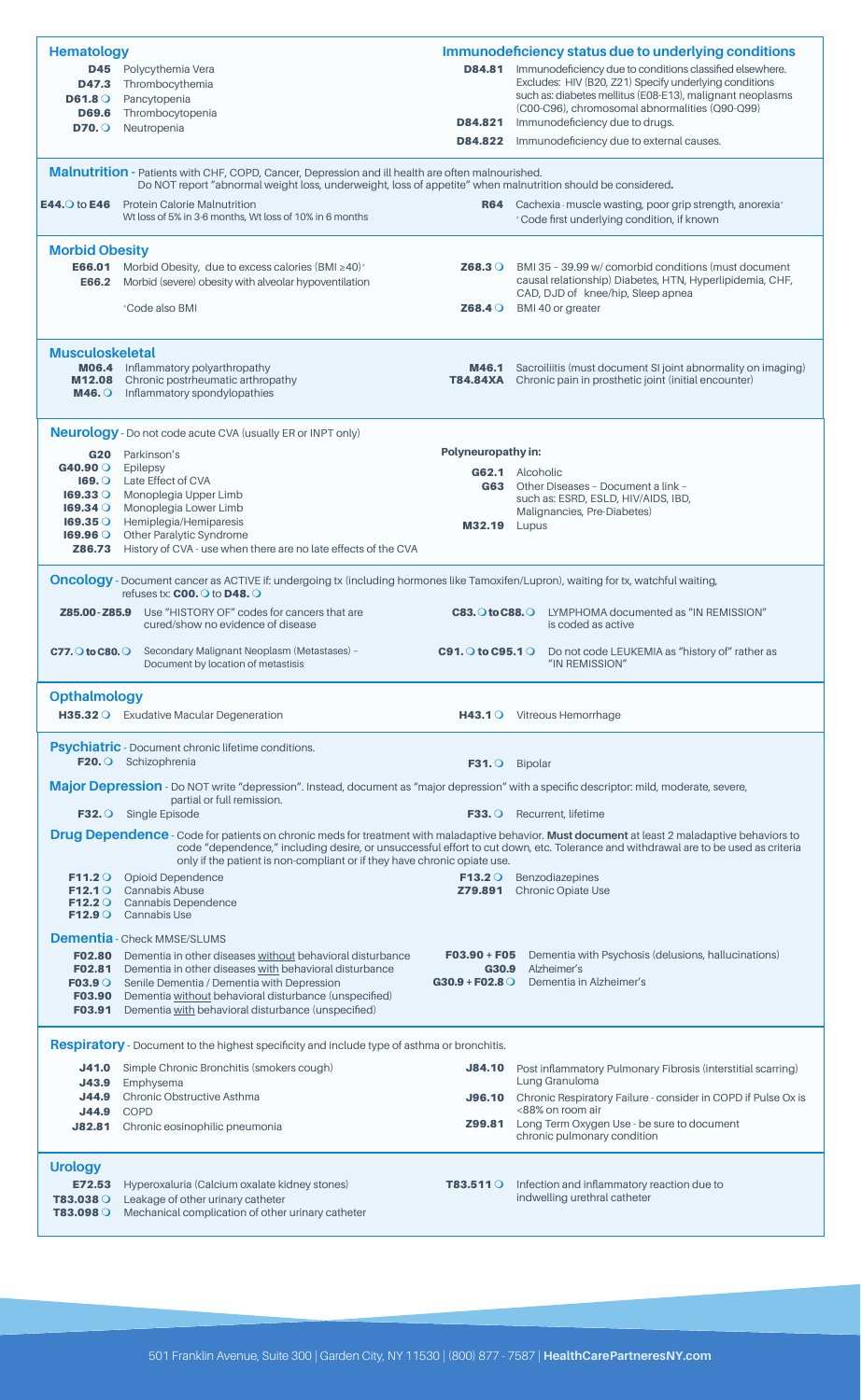## Hematology

| | |
|---|---|
| **D45** | Polycythemia Vera |
| **D47.3** | Thrombocythemia |
| **D61.8** ❍ | Pancytopenia |
| **D69.6** | Thrombocytopenia |
| **D70.** ❍ | Neutropenia |

## Immunodeficiency status due to underlying conditions

| | |
|---|---|
| **D84.81** | Immunodeficiency due to conditions classified elsewhere. Excludes: HIV (B20, Z21) Specify underlying conditions such as: diabetes mellitus (E08-E13), malignant neoplasms (C00-C96), chromosomal abnormalities (Q90-Q99) |
| **D84.821** | Immunodeficiency due to drugs. |
| **D84.822** | Immunodeficiency due to external causes. |

## Malnutrition

Patients with CHF, COPD, Cancer, Depression and ill health are often malnourished. Do NOT report "abnormal weight loss, underweight, loss of appetite" when malnutrition should be considered.

| | |
|---|---|
| **E44.** ❍ **to E46** | Protein Calorie Malnutrition<br>Wt loss of 5% in 3-6 months, Wt loss of 10% in 6 months |
| **R64** | Cachexia - muscle wasting, poor grip strength, anorexia*<br>*Code first underlying condition, if known |

## Morbid Obesity

| | |
|---|---|
| **E66.01** | Morbid Obesity, due to excess calories (BMI ≥40)* |
| **E66.2** | Morbid (severe) obesity with alveolar hypoventilation |
| | *Code also BMI |
| **Z68.3** ❍ | BMI 35 – 39.99 w/ comorbid conditions (must document causal relationship) Diabetes, HTN, Hyperlipidemia, CHF, CAD, DJD of knee/hip, Sleep apnea |
| **Z68.4** ❍ | BMI 40 or greater |

## Musculoskeletal

| | |
|---|---|
| **M06.4** | Inflammatory polyarthropathy |
| **M12.08** | Chronic postrheumatic arthropathy |
| **M46.** ❍ | Inflammatory spondylopathies |
| **M46.1** | Sacroiliitis (must document SI joint abnormality on imaging) |
| **T84.84XA** | Chronic pain in prosthetic joint (initial encounter) |

## Neurology

Do not code acute CVA (usually ER or INPT only)

| | |
|---|---|
| **G20** | Parkinson's |
| **G40.90** ❍ | Epilepsy |
| **I69.** ❍ | Late Effect of CVA |
| **I69.33** ❍ | Monoplegia Upper Limb |
| **I69.34** ❍ | Monoplegia Lower Limb |
| **I69.35** ❍ | Hemiplegia/Hemiparesis |
| **I69.96** ❍ | Other Paralytic Syndrome |
| **Z86.73** | History of CVA - use when there are no late effects of the CVA |

**Polyneuropathy in:**

| | |
|---|---|
| **G62.1** | Alcoholic |
| **G63** | Other Diseases – Document a link – such as: ESRD, ESLD, HIV/AIDS, IBD, Malignancies, Pre-Diabetes) |
| **M32.19** | Lupus |

## Oncology

Document cancer as ACTIVE if: undergoing tx (including hormones like Tamoxifen/Lupron), waiting for tx, watchful waiting, refuses tx: **C00.** ❍ to **D48.** ❍

| | |
|---|---|
| **Z85.00 - Z85.9** | Use "HISTORY OF" codes for cancers that are cured/show no evidence of disease |
| **C77.** ❍ **to C80.** ❍ | Secondary Malignant Neoplasm (Metastases) – Document by location of metastasis |
| **C83.** ❍ **to C88.** ❍ | LYMPHOMA documented as "IN REMISSION" is coded as active |
| **C91.** ❍ **to C95.1** ❍ | Do not code LEUKEMIA as "history of" rather as "IN REMISSION" |

## Opthalmology

| | |
|---|---|
| **H35.32** ❍ | Exudative Macular Degeneration |
| **H43.1** ❍ | Vitreous Hemorrhage |

## Psychiatric

Document chronic lifetime conditions.

| | |
|---|---|
| **F20.** ❍ | Schizophrenia |
| **F31.** ❍ | Bipolar |

### Major Depression

Do NOT write "depression". Instead, document as "major depression" with a specific descriptor: mild, moderate, severe, partial or full remission.

| | |
|---|---|
| **F32.** ❍ | Single Episode |
| **F33.** ❍ | Recurrent, lifetime |

### Drug Dependence

Code for patients on chronic meds for treatment with maladaptive behavior. **Must document** at least 2 maladaptive behaviors to code "dependence," including desire, or unsuccessful effort to cut down, etc. Tolerance and withdrawal are to be used as criteria only if the patient is non-compliant or if they have chronic opiate use.

| | |
|---|---|
| **F11.2** ❍ | Opioid Dependence |
| **F12.1** ❍ | Cannabis Abuse |
| **F12.2** ❍ | Cannabis Dependence |
| **F12.9** ❍ | Cannabis Use |
| **F13.2** ❍ | Benzodiazepines |
| **Z79.891** | Chronic Opiate Use |

### Dementia

Check MMSE/SLUMS

| | |
|---|---|
| **F02.80** | Dementia in other diseases without behavioral disturbance |
| **F02.81** | Dementia in other diseases with behavioral disturbance |
| **F03.9** ❍ | Senile Dementia / Dementia with Depression |
| **F03.90** | Dementia without behavioral disturbance (unspecified) |
| **F03.91** | Dementia with behavioral disturbance (unspecified) |
| **F03.90 + F05** | Dementia with Psychosis (delusions, hallucinations) |
| **G30.9** | Alzheimer's |
| **G30.9 + F02.8** ❍ | Dementia in Alzheimer's |

## Respiratory

Document to the highest specificity and include type of asthma or bronchitis.

| | |
|---|---|
| **J41.0** | Simple Chronic Bronchitis (smokers cough) |
| **J43.9** | Emphysema |
| **J44.9** | Chronic Obstructive Asthma |
| **J44.9** | COPD |
| **J82.81** | Chronic eosinophilic pneumonia |
| **J84.10** | Post inflammatory Pulmonary Fibrosis (interstitial scarring) Lung Granuloma |
| **J96.10** | Chronic Respiratory Failure - consider in COPD if Pulse Ox is <88% on room air |
| **Z99.81** | Long Term Oxygen Use - be sure to document chronic pulmonary condition |

## Urology

| | |
|---|---|
| **E72.53** | Hyperoxaluria (Calcium oxalate kidney stones) |
| **T83.038** ❍ | Leakage of other urinary catheter |
| **T83.098** ❍ | Mechanical complication of other urinary catheter |
| **T83.511** ❍ | Infection and inflammatory reaction due to indwelling urethral catheter |

501 Franklin Avenue, Suite 300 | Garden City, NY 11530 | (800) 877 - 7587 | **HealthCarePartneresNY.com**